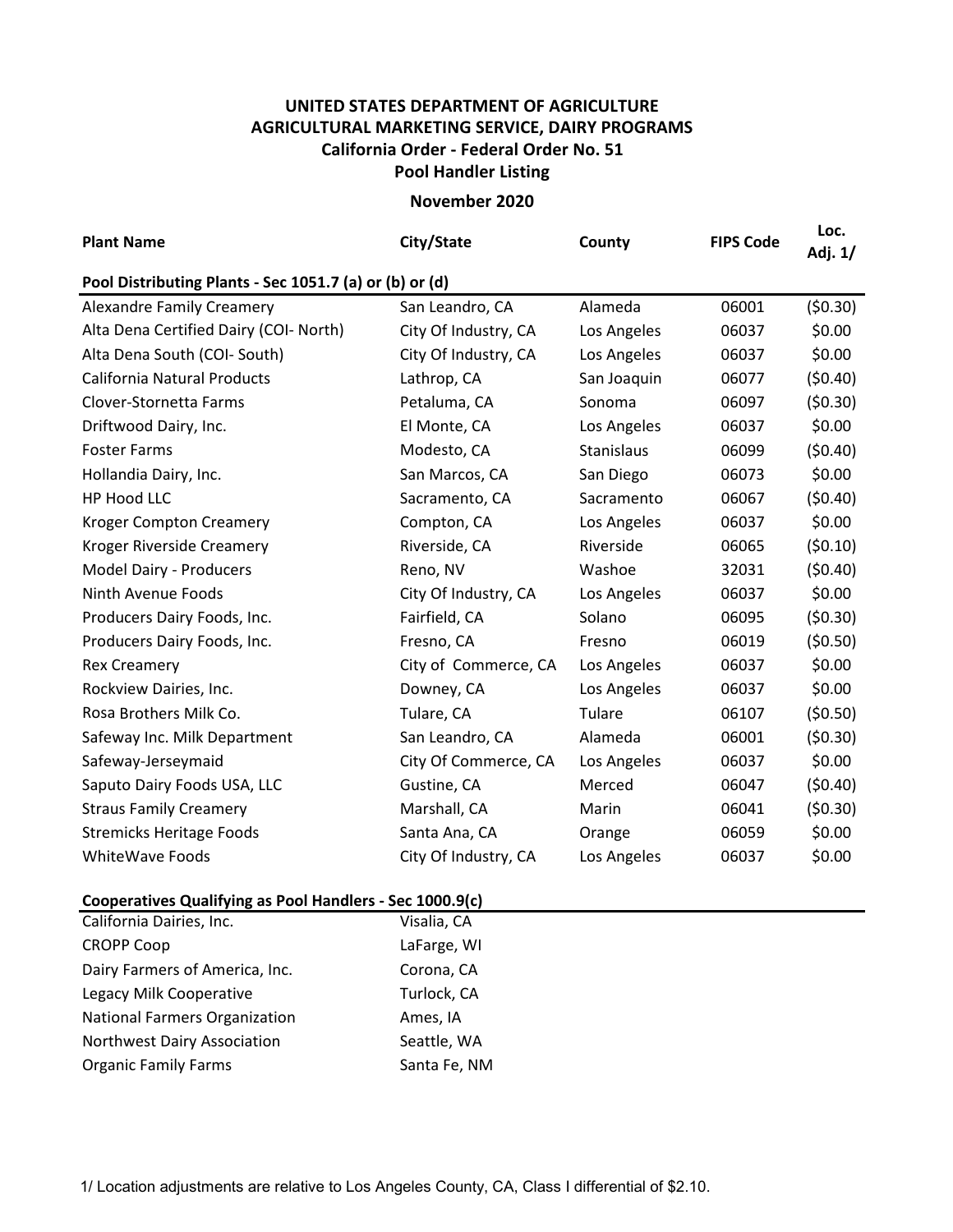# UNITED STATES DEPARTMENT OF AGRICULTURE
## AGRICULTURAL MARKETING SERVICE, DAIRY PROGRAMS
### California Order - Federal Order No. 51
### Pool Handler Listing

**November 2020**

| Plant Name | City/State | County | FIPS Code | Loc. Adj. 1/ |
|---|---|---|---|---|
| **Pool Distributing Plants - Sec 1051.7 (a) or (b) or (d)** | | | | |
| Alexandre Family Creamery | San Leandro, CA | Alameda | 06001 | ($0.30) |
| Alta Dena Certified Dairy (COI- North) | City Of Industry, CA | Los Angeles | 06037 | $0.00 |
| Alta Dena South (COI- South) | City Of Industry, CA | Los Angeles | 06037 | $0.00 |
| California Natural Products | Lathrop, CA | San Joaquin | 06077 | ($0.40) |
| Clover-Stornetta Farms | Petaluma, CA | Sonoma | 06097 | ($0.30) |
| Driftwood Dairy, Inc. | El Monte, CA | Los Angeles | 06037 | $0.00 |
| Foster Farms | Modesto, CA | Stanislaus | 06099 | ($0.40) |
| Hollandia Dairy, Inc. | San Marcos, CA | San Diego | 06073 | $0.00 |
| HP Hood LLC | Sacramento, CA | Sacramento | 06067 | ($0.40) |
| Kroger Compton Creamery | Compton, CA | Los Angeles | 06037 | $0.00 |
| Kroger Riverside Creamery | Riverside, CA | Riverside | 06065 | ($0.10) |
| Model Dairy - Producers | Reno, NV | Washoe | 32031 | ($0.40) |
| Ninth Avenue Foods | City Of Industry, CA | Los Angeles | 06037 | $0.00 |
| Producers Dairy Foods, Inc. | Fairfield, CA | Solano | 06095 | ($0.30) |
| Producers Dairy Foods, Inc. | Fresno, CA | Fresno | 06019 | ($0.50) |
| Rex Creamery | City of Commerce, CA | Los Angeles | 06037 | $0.00 |
| Rockview Dairies, Inc. | Downey, CA | Los Angeles | 06037 | $0.00 |
| Rosa Brothers Milk Co. | Tulare, CA | Tulare | 06107 | ($0.50) |
| Safeway Inc. Milk Department | San Leandro, CA | Alameda | 06001 | ($0.30) |
| Safeway-Jerseymaid | City Of Commerce, CA | Los Angeles | 06037 | $0.00 |
| Saputo Dairy Foods USA, LLC | Gustine, CA | Merced | 06047 | ($0.40) |
| Straus Family Creamery | Marshall, CA | Marin | 06041 | ($0.30) |
| Stremicks Heritage Foods | Santa Ana, CA | Orange | 06059 | $0.00 |
| WhiteWave Foods | City Of Industry, CA | Los Angeles | 06037 | $0.00 |

**Cooperatives Qualifying as Pool Handlers - Sec 1000.9(c)**

| Name | City/State |
|---|---|
| California Dairies, Inc. | Visalia, CA |
| CROPP Coop | LaFarge, WI |
| Dairy Farmers of America, Inc. | Corona, CA |
| Legacy Milk Cooperative | Turlock, CA |
| National Farmers Organization | Ames, IA |
| Northwest Dairy Association | Seattle, WA |
| Organic Family Farms | Santa Fe, NM |

1/ Location adjustments are relative to Los Angeles County, CA, Class I differential of $2.10.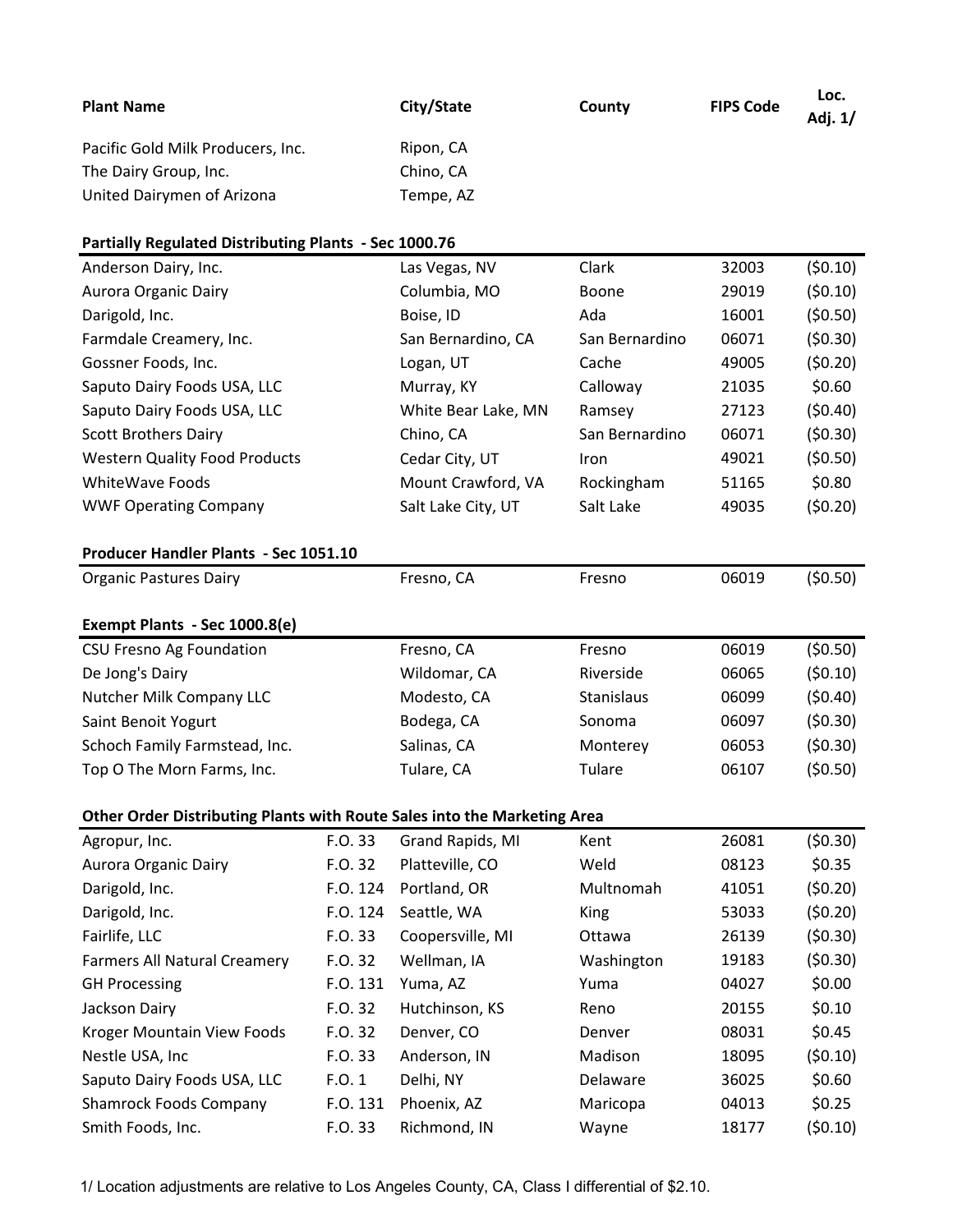| Plant Name | | City/State | County | FIPS Code | Loc. Adj. 1/ |
|---|---|---|---|---|---|
| Pacific Gold Milk Producers, Inc. | | Ripon, CA | | | |
| The Dairy Group, Inc. | | Chino, CA | | | |
| United Dairymen of Arizona | | Tempe, AZ | | | |
| **Partially Regulated Distributing Plants - Sec 1000.76** | | | | | |
| Anderson Dairy, Inc. | | Las Vegas, NV | Clark | 32003 | ($0.10) |
| Aurora Organic Dairy | | Columbia, MO | Boone | 29019 | ($0.10) |
| Darigold, Inc. | | Boise, ID | Ada | 16001 | ($0.50) |
| Farmdale Creamery, Inc. | | San Bernardino, CA | San Bernardino | 06071 | ($0.30) |
| Gossner Foods, Inc. | | Logan, UT | Cache | 49005 | ($0.20) |
| Saputo Dairy Foods USA, LLC | | Murray, KY | Calloway | 21035 | $0.60 |
| Saputo Dairy Foods USA, LLC | | White Bear Lake, MN | Ramsey | 27123 | ($0.40) |
| Scott Brothers Dairy | | Chino, CA | San Bernardino | 06071 | ($0.30) |
| Western Quality Food Products | | Cedar City, UT | Iron | 49021 | ($0.50) |
| WhiteWave Foods | | Mount Crawford, VA | Rockingham | 51165 | $0.80 |
| WWF Operating Company | | Salt Lake City, UT | Salt Lake | 49035 | ($0.20) |
| **Producer Handler Plants - Sec 1051.10** | | | | | |
| Organic Pastures Dairy | | Fresno, CA | Fresno | 06019 | ($0.50) |
| **Exempt Plants - Sec 1000.8(e)** | | | | | |
| CSU Fresno Ag Foundation | | Fresno, CA | Fresno | 06019 | ($0.50) |
| De Jong's Dairy | | Wildomar, CA | Riverside | 06065 | ($0.10) |
| Nutcher Milk Company LLC | | Modesto, CA | Stanislaus | 06099 | ($0.40) |
| Saint Benoit Yogurt | | Bodega, CA | Sonoma | 06097 | ($0.30) |
| Schoch Family Farmstead, Inc. | | Salinas, CA | Monterey | 06053 | ($0.30) |
| Top O The Morn Farms, Inc. | | Tulare, CA | Tulare | 06107 | ($0.50) |
| **Other Order Distributing Plants with Route Sales into the Marketing Area** | | | | | |
| Agropur, Inc. | F.O. 33 | Grand Rapids, MI | Kent | 26081 | ($0.30) |
| Aurora Organic Dairy | F.O. 32 | Platteville, CO | Weld | 08123 | $0.35 |
| Darigold, Inc. | F.O. 124 | Portland, OR | Multnomah | 41051 | ($0.20) |
| Darigold, Inc. | F.O. 124 | Seattle, WA | King | 53033 | ($0.20) |
| Fairlife, LLC | F.O. 33 | Coopersville, MI | Ottawa | 26139 | ($0.30) |
| Farmers All Natural Creamery | F.O. 32 | Wellman, IA | Washington | 19183 | ($0.30) |
| GH Processing | F.O. 131 | Yuma, AZ | Yuma | 04027 | $0.00 |
| Jackson Dairy | F.O. 32 | Hutchinson, KS | Reno | 20155 | $0.10 |
| Kroger Mountain View Foods | F.O. 32 | Denver, CO | Denver | 08031 | $0.45 |
| Nestle USA, Inc | F.O. 33 | Anderson, IN | Madison | 18095 | ($0.10) |
| Saputo Dairy Foods USA, LLC | F.O. 1 | Delhi, NY | Delaware | 36025 | $0.60 |
| Shamrock Foods Company | F.O. 131 | Phoenix, AZ | Maricopa | 04013 | $0.25 |
| Smith Foods, Inc. | F.O. 33 | Richmond, IN | Wayne | 18177 | ($0.10) |

1/ Location adjustments are relative to Los Angeles County, CA, Class I differential of $2.10.